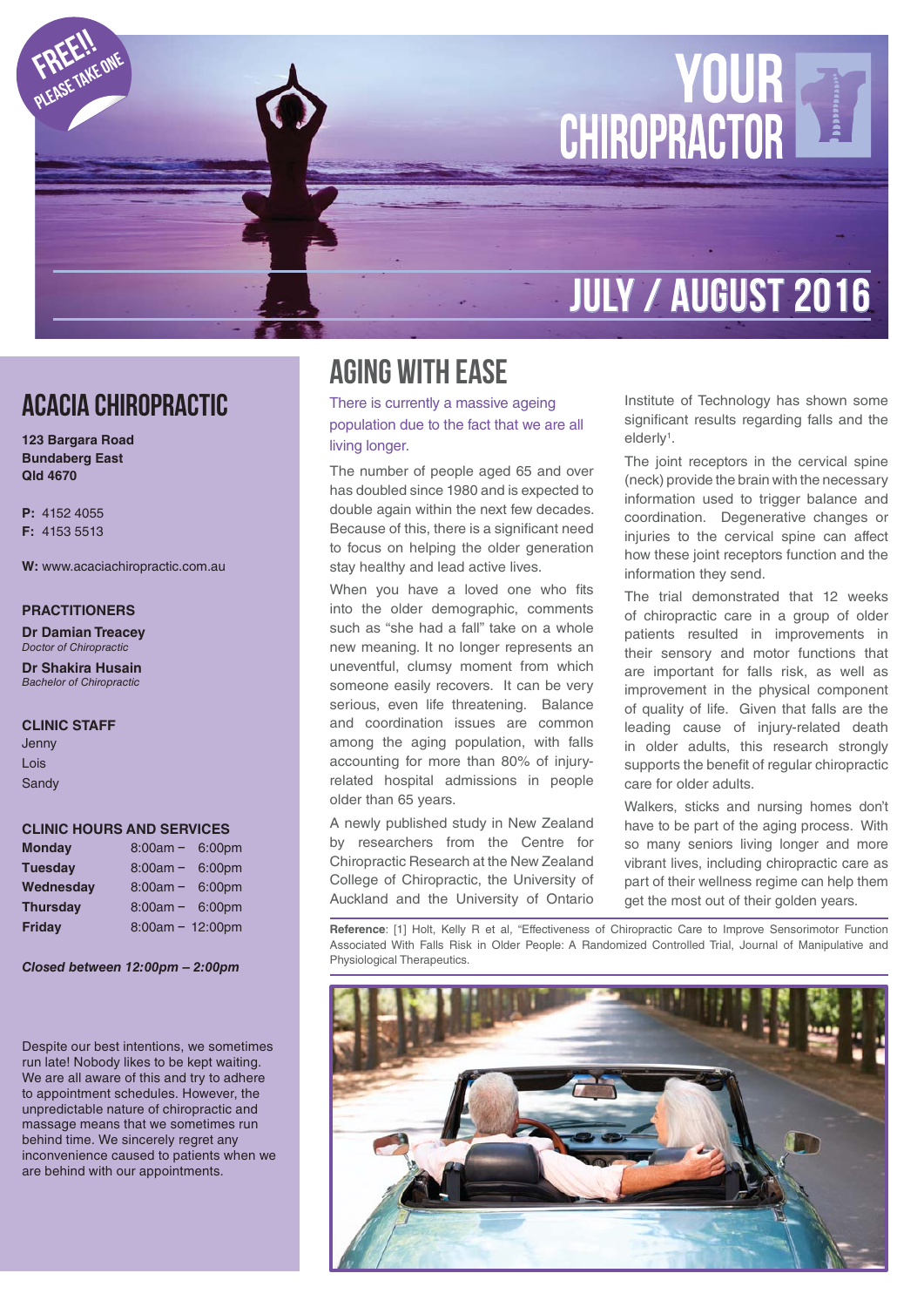FREE!! PLEASE TAKE ONE

# YOUR CHIROPRACTOR

## JULY / AUGUST 2016

## ACACIA CHIROPRACTIC

**123 Bargara Road**
**Bundaberg East**
**Qld 4670**

**P:** 4152 4055
**F:** 4153 5513

**W:** www.acaciachiropractic.com.au

### PRACTITIONERS

**Dr Damian Treacey**
*Doctor of Chiropractic*

**Dr Shakira Husain**
*Bachelor of Chiropractic*

### CLINIC STAFF

Jenny
Lois
Sandy

### CLINIC HOURS AND SERVICES

| Day | Hours |
|---|---|
| **Monday** | 8:00am – 6:00pm |
| **Tuesday** | 8:00am – 6:00pm |
| **Wednesday** | 8:00am – 6:00pm |
| **Thursday** | 8:00am – 6:00pm |
| **Friday** | 8:00am – 12:00pm |

***Closed between 12:00pm – 2:00pm***

Despite our best intentions, we sometimes run late! Nobody likes to be kept waiting. We are all aware of this and try to adhere to appointment schedules. However, the unpredictable nature of chiropractic and massage means that we sometimes run behind time. We sincerely regret any inconvenience caused to patients when we are behind with our appointments.

# AGING WITH EASE

There is currently a massive ageing population due to the fact that we are all living longer.

The number of people aged 65 and over has doubled since 1980 and is expected to double again within the next few decades. Because of this, there is a significant need to focus on helping the older generation stay healthy and lead active lives.

When you have a loved one who fits into the older demographic, comments such as "she had a fall" take on a whole new meaning. It no longer represents an uneventful, clumsy moment from which someone easily recovers. It can be very serious, even life threatening. Balance and coordination issues are common among the aging population, with falls accounting for more than 80% of injury-related hospital admissions in people older than 65 years.

A newly published study in New Zealand by researchers from the Centre for Chiropractic Research at the New Zealand College of Chiropractic, the University of Auckland and the University of Ontario Institute of Technology has shown some significant results regarding falls and the elderly[1].

The joint receptors in the cervical spine (neck) provide the brain with the necessary information used to trigger balance and coordination. Degenerative changes or injuries to the cervical spine can affect how these joint receptors function and the information they send.

The trial demonstrated that 12 weeks of chiropractic care in a group of older patients resulted in improvements in their sensory and motor functions that are important for falls risk, as well as improvement in the physical component of quality of life. Given that falls are the leading cause of injury-related death in older adults, this research strongly supports the benefit of regular chiropractic care for older adults.

Walkers, sticks and nursing homes don't have to be part of the aging process. With so many seniors living longer and more vibrant lives, including chiropractic care as part of their wellness regime can help them get the most out of their golden years.

**Reference**: [1] Holt, Kelly R et al, "Effectiveness of Chiropractic Care to Improve Sensorimotor Function Associated With Falls Risk in Older People: A Randomized Controlled Trial, Journal of Manipulative and Physiological Therapeutics.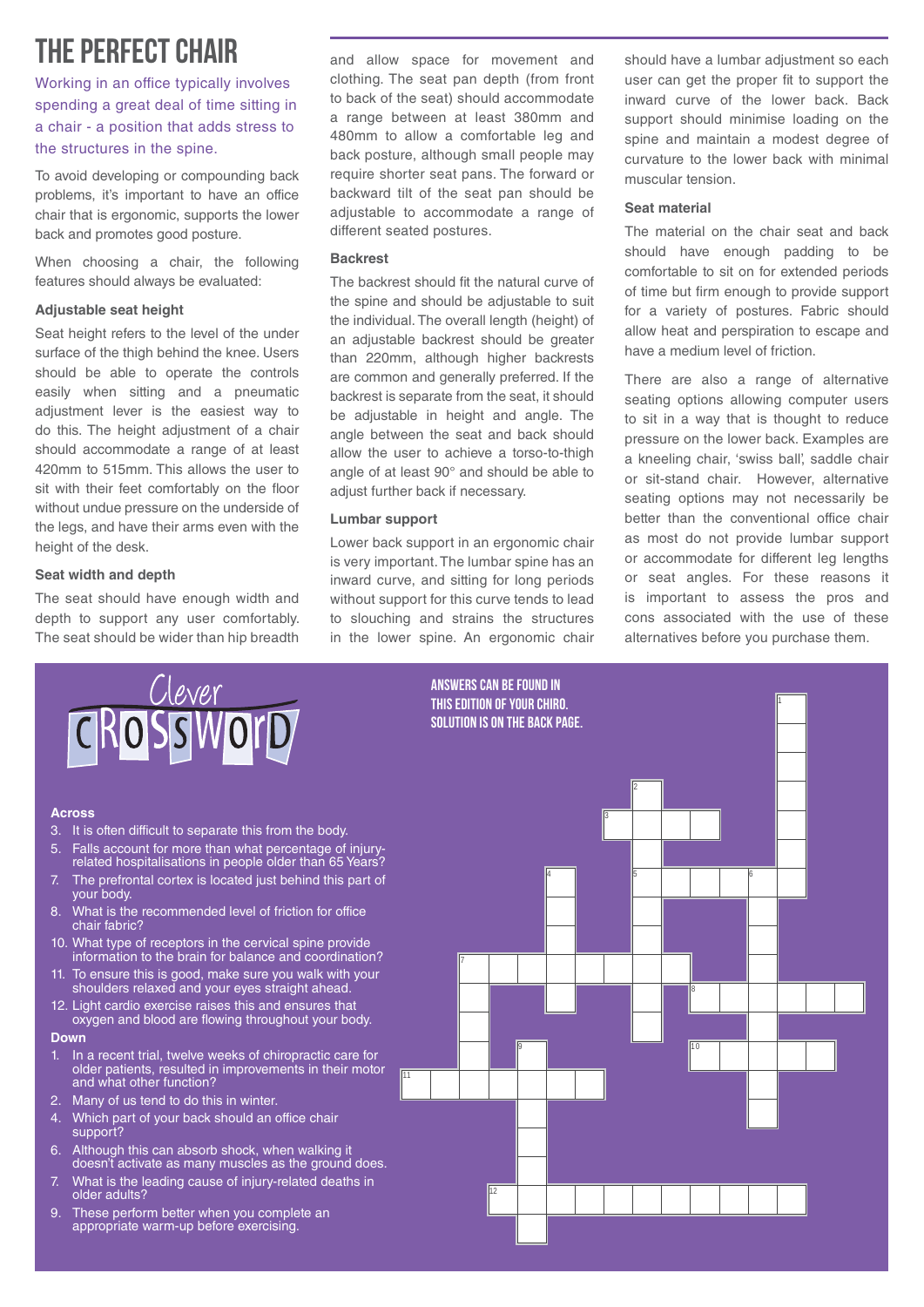# THE PERFECT CHAIR

Working in an office typically involves spending a great deal of time sitting in a chair - a position that adds stress to the structures in the spine.

To avoid developing or compounding back problems, it's important to have an office chair that is ergonomic, supports the lower back and promotes good posture.

When choosing a chair, the following features should always be evaluated:

### Adjustable seat height

Seat height refers to the level of the under surface of the thigh behind the knee. Users should be able to operate the controls easily when sitting and a pneumatic adjustment lever is the easiest way to do this. The height adjustment of a chair should accommodate a range of at least 420mm to 515mm. This allows the user to sit with their feet comfortably on the floor without undue pressure on the underside of the legs, and have their arms even with the height of the desk.

### Seat width and depth

The seat should have enough width and depth to support any user comfortably. The seat should be wider than hip breadth and allow space for movement and clothing. The seat pan depth (from front to back of the seat) should accommodate a range between at least 380mm and 480mm to allow a comfortable leg and back posture, although small people may require shorter seat pans. The forward or backward tilt of the seat pan should be adjustable to accommodate a range of different seated postures.

### Backrest

The backrest should fit the natural curve of the spine and should be adjustable to suit the individual. The overall length (height) of an adjustable backrest should be greater than 220mm, although higher backrests are common and generally preferred. If the backrest is separate from the seat, it should be adjustable in height and angle. The angle between the seat and back should allow the user to achieve a torso-to-thigh angle of at least 90° and should be able to adjust further back if necessary.

### Lumbar support

Lower back support in an ergonomic chair is very important. The lumbar spine has an inward curve, and sitting for long periods without support for this curve tends to lead to slouching and strains the structures in the lower spine. An ergonomic chair should have a lumbar adjustment so each user can get the proper fit to support the inward curve of the lower back. Back support should minimise loading on the spine and maintain a modest degree of curvature to the lower back with minimal muscular tension.

### Seat material

The material on the chair seat and back should have enough padding to be comfortable to sit on for extended periods of time but firm enough to provide support for a variety of postures. Fabric should allow heat and perspiration to escape and have a medium level of friction.

There are also a range of alternative seating options allowing computer users to sit in a way that is thought to reduce pressure on the lower back. Examples are a kneeling chair, 'swiss ball', saddle chair or sit-stand chair. However, alternative seating options may not necessarily be better than the conventional office chair as most do not provide lumbar support or accommodate for different leg lengths or seat angles. For these reasons it is important to assess the pros and cons associated with the use of these alternatives before you purchase them.

## Clever Crossword

ANSWERS CAN BE FOUND IN THIS EDITION OF YOUR CHIRO. SOLUTION IS ON THE BACK PAGE.

### Across

3. It is often difficult to separate this from the body.
5. Falls account for more than what percentage of injury-related hospitalisations in people older than 65 Years?
7. The prefrontal cortex is located just behind this part of your body.
8. What is the recommended level of friction for office chair fabric?
10. What type of receptors in the cervical spine provide information to the brain for balance and coordination?
11. To ensure this is good, make sure you walk with your shoulders relaxed and your eyes straight ahead.
12. Light cardio exercise raises this and ensures that oxygen and blood are flowing throughout your body.

### Down

1. In a recent trial, twelve weeks of chiropractic care for older patients, resulted in improvements in their motor and what other function?
2. Many of us tend to do this in winter.
4. Which part of your back should an office chair support?
6. Although this can absorb shock, when walking it doesn't activate as many muscles as the ground does.
7. What is the leading cause of injury-related deaths in older adults?
9. These perform better when you complete an appropriate warm-up before exercising.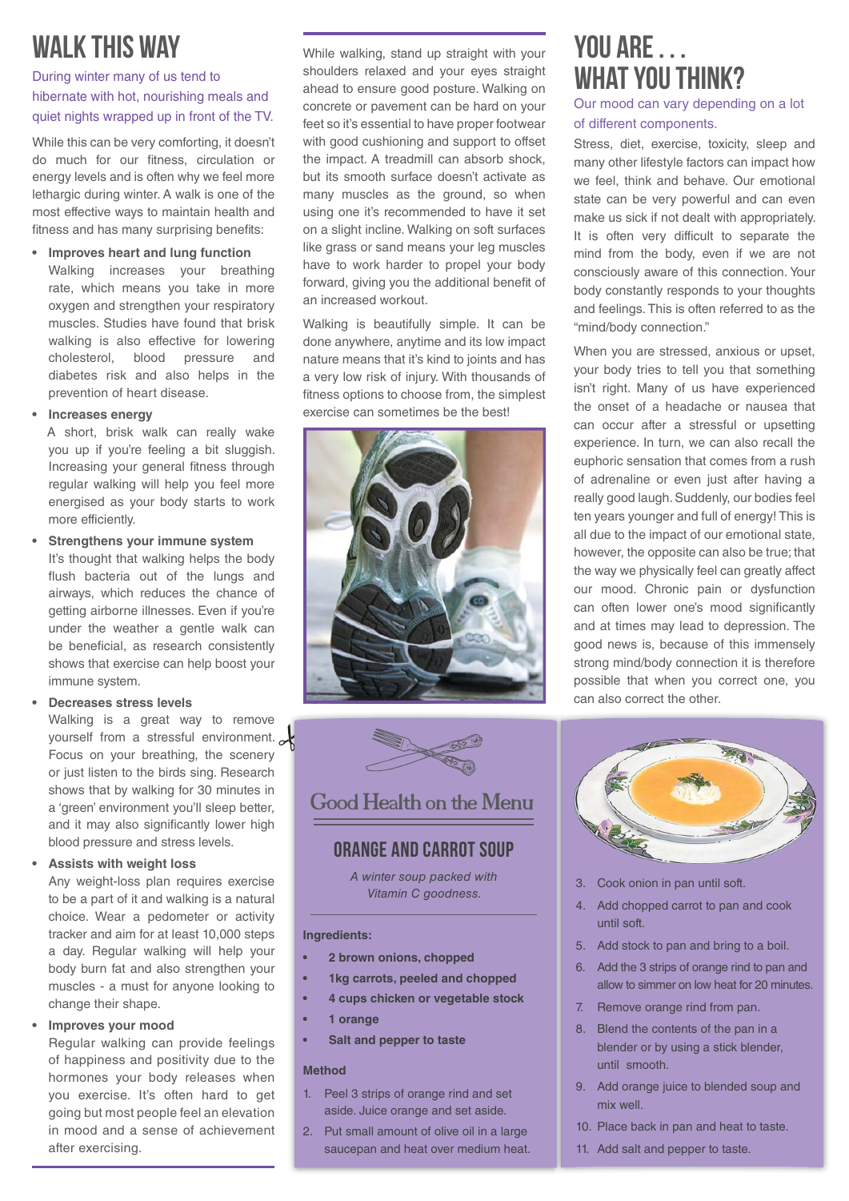# WALK THIS WAY

During winter many of us tend to hibernate with hot, nourishing meals and quiet nights wrapped up in front of the TV.

While this can be very comforting, it doesn't do much for our fitness, circulation or energy levels and is often why we feel more lethargic during winter. A walk is one of the most effective ways to maintain health and fitness and has many surprising benefits:

- **Improves heart and lung function**
  Walking increases your breathing rate, which means you take in more oxygen and strengthen your respiratory muscles. Studies have found that brisk walking is also effective for lowering cholesterol, blood pressure and diabetes risk and also helps in the prevention of heart disease.
- **Increases energy**
  A short, brisk walk can really wake you up if you're feeling a bit sluggish. Increasing your general fitness through regular walking will help you feel more energised as your body starts to work more efficiently.
- **Strengthens your immune system**
  It's thought that walking helps the body flush bacteria out of the lungs and airways, which reduces the chance of getting airborne illnesses. Even if you're under the weather a gentle walk can be beneficial, as research consistently shows that exercise can help boost your immune system.
- **Decreases stress levels**
  Walking is a great way to remove yourself from a stressful environment. Focus on your breathing, the scenery or just listen to the birds sing. Research shows that by walking for 30 minutes in a 'green' environment you'll sleep better, and it may also significantly lower high blood pressure and stress levels.
- **Assists with weight loss**
  Any weight-loss plan requires exercise to be a part of it and walking is a natural choice. Wear a pedometer or activity tracker and aim for at least 10,000 steps a day. Regular walking will help your body burn fat and also strengthen your muscles - a must for anyone looking to change their shape.
- **Improves your mood**
  Regular walking can provide feelings of happiness and positivity due to the hormones your body releases when you exercise. It's often hard to get going but most people feel an elevation in mood and a sense of achievement after exercising.

While walking, stand up straight with your shoulders relaxed and your eyes straight ahead to ensure good posture. Walking on concrete or pavement can be hard on your feet so it's essential to have proper footwear with good cushioning and support to offset the impact. A treadmill can absorb shock, but its smooth surface doesn't activate as many muscles as the ground, so when using one it's recommended to have it set on a slight incline. Walking on soft surfaces like grass or sand means your leg muscles have to work harder to propel your body forward, giving you the additional benefit of an increased workout.

Walking is beautifully simple. It can be done anywhere, anytime and its low impact nature means that it's kind to joints and has a very low risk of injury. With thousands of fitness options to choose from, the simplest exercise can sometimes be the best!

# YOU ARE . . . WHAT YOU THINK?

Our mood can vary depending on a lot of different components.

Stress, diet, exercise, toxicity, sleep and many other lifestyle factors can impact how we feel, think and behave. Our emotional state can be very powerful and can even make us sick if not dealt with appropriately. It is often very difficult to separate the mind from the body, even if we are not consciously aware of this connection. Your body constantly responds to your thoughts and feelings. This is often referred to as the "mind/body connection."

When you are stressed, anxious or upset, your body tries to tell you that something isn't right. Many of us have experienced the onset of a headache or nausea that can occur after a stressful or upsetting experience. In turn, we can also recall the euphoric sensation that comes from a rush of adrenaline or even just after having a really good laugh. Suddenly, our bodies feel ten years younger and full of energy! This is all due to the impact of our emotional state, however, the opposite can also be true; that the way we physically feel can greatly affect our mood. Chronic pain or dysfunction can often lower one's mood significantly and at times may lead to depression. The good news is, because of this immensely strong mind/body connection it is therefore possible that when you correct one, you can also correct the other.

## Good Health on the Menu

### ORANGE AND CARROT SOUP

*A winter soup packed with Vitamin C goodness.*

**Ingredients:**

- **2 brown onions, chopped**
- **1kg carrots, peeled and chopped**
- **4 cups chicken or vegetable stock**
- **1 orange**
- **Salt and pepper to taste**

**Method**

1. Peel 3 strips of orange rind and set aside. Juice orange and set aside.
2. Put small amount of olive oil in a large saucepan and heat over medium heat.
3. Cook onion in pan until soft.
4. Add chopped carrot to pan and cook until soft.
5. Add stock to pan and bring to a boil.
6. Add the 3 strips of orange rind to pan and allow to simmer on low heat for 20 minutes.
7. Remove orange rind from pan.
8. Blend the contents of the pan in a blender or by using a stick blender, until smooth.
9. Add orange juice to blended soup and mix well.
10. Place back in pan and heat to taste.
11. Add salt and pepper to taste.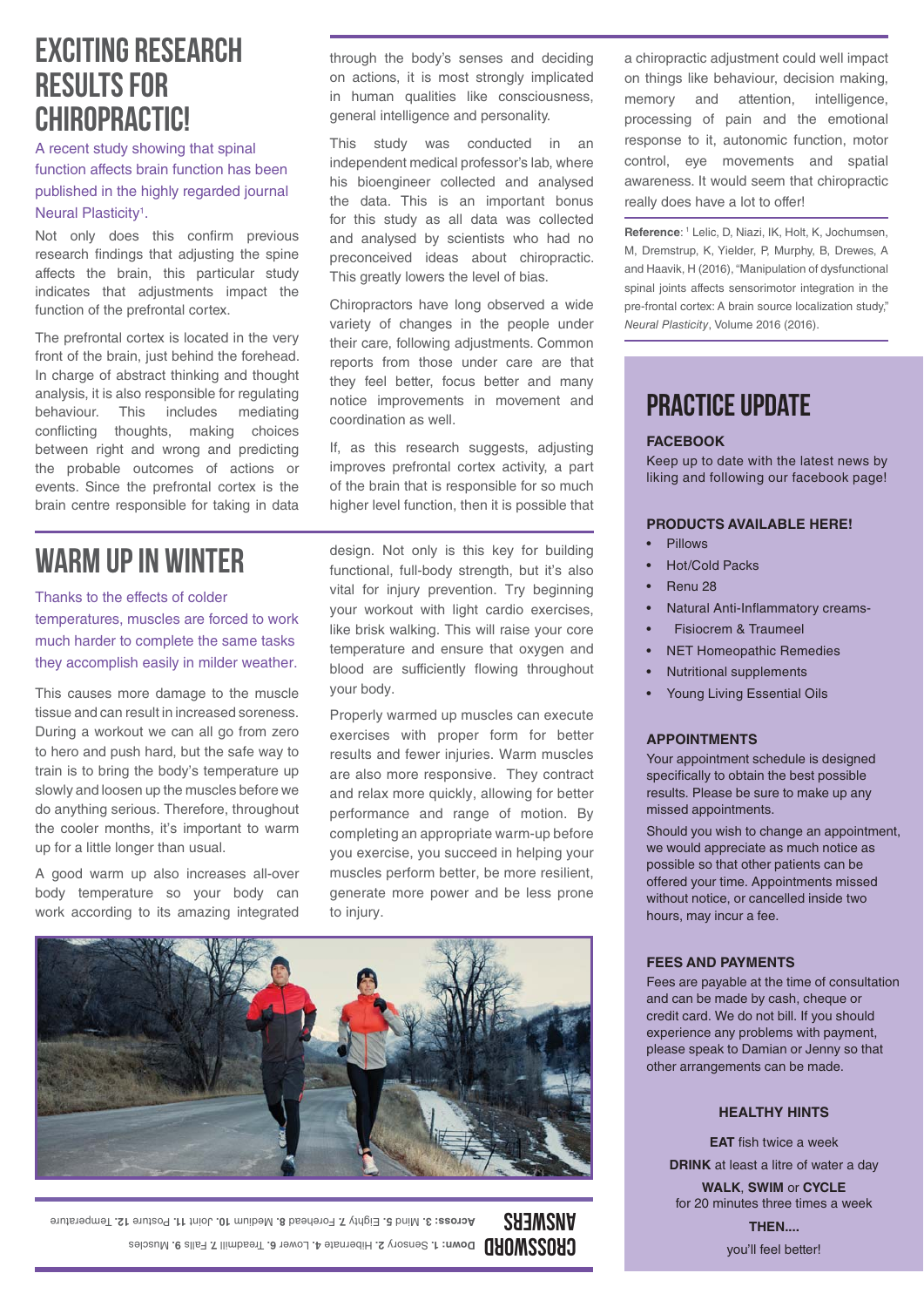# EXCITING RESEARCH RESULTS FOR CHIROPRACTIC!

A recent study showing that spinal function affects brain function has been published in the highly regarded journal Neural Plasticity[1].

Not only does this confirm previous research findings that adjusting the spine affects the brain, this particular study indicates that adjustments impact the function of the prefrontal cortex.

The prefrontal cortex is located in the very front of the brain, just behind the forehead. In charge of abstract thinking and thought analysis, it is also responsible for regulating behaviour. This includes mediating conflicting thoughts, making choices between right and wrong and predicting the probable outcomes of actions or events. Since the prefrontal cortex is the brain centre responsible for taking in data through the body's senses and deciding on actions, it is most strongly implicated in human qualities like consciousness, general intelligence and personality.

This study was conducted in an independent medical professor's lab, where his bioengineer collected and analysed the data. This is an important bonus for this study as all data was collected and analysed by scientists who had no preconceived ideas about chiropractic. This greatly lowers the level of bias.

Chiropractors have long observed a wide variety of changes in the people under their care, following adjustments. Common reports from those under care are that they feel better, focus better and many notice improvements in movement and coordination as well.

If, as this research suggests, adjusting improves prefrontal cortex activity, a part of the brain that is responsible for so much higher level function, then it is possible that a chiropractic adjustment could well impact on things like behaviour, decision making, memory and attention, intelligence, processing of pain and the emotional response to it, autonomic function, motor control, eye movements and spatial awareness. It would seem that chiropractic really does have a lot to offer!

**Reference**: [1] Lelic, D, Niazi, IK, Holt, K, Jochumsen, M, Dremstrup, K, Yielder, P, Murphy, B, Drewes, A and Haavik, H (2016), "Manipulation of dysfunctional spinal joints affects sensorimotor integration in the pre-frontal cortex: A brain source localization study," *Neural Plasticity*, Volume 2016 (2016).

# WARM UP IN WINTER

Thanks to the effects of colder temperatures, muscles are forced to work much harder to complete the same tasks they accomplish easily in milder weather.

This causes more damage to the muscle tissue and can result in increased soreness. During a workout we can all go from zero to hero and push hard, but the safe way to train is to bring the body's temperature up slowly and loosen up the muscles before we do anything serious. Therefore, throughout the cooler months, it's important to warm up for a little longer than usual.

A good warm up also increases all-over body temperature so your body can work according to its amazing integrated design. Not only is this key for building functional, full-body strength, but it's also vital for injury prevention. Try beginning your workout with light cardio exercises, like brisk walking. This will raise your core temperature and ensure that oxygen and blood are sufficiently flowing throughout your body.

Properly warmed up muscles can execute exercises with proper form for better results and fewer injuries. Warm muscles are also more responsive. They contract and relax more quickly, allowing for better performance and range of motion. By completing an appropriate warm-up before you exercise, you succeed in helping your muscles perform better, be more resilient, generate more power and be less prone to injury.

## CROSSWORD ANSWERS

**Down: 1.** Sensory **2.** Hibernate **4.** Lower **6.** Treadmill **7.** Falls **9.** Muscles

**Across: 3.** Mind **5.** Eighty **7.** Forehead **8.** Medium **10.** Joint **11.** Posture **12.** Temperature

# PRACTICE UPDATE

### FACEBOOK

Keep up to date with the latest news by liking and following our facebook page!

### PRODUCTS AVAILABLE HERE!

- Pillows
- Hot/Cold Packs
- Renu 28
- Natural Anti-Inflammatory creams-
- Fisiocrem & Traumeel
- NET Homeopathic Remedies
- Nutritional supplements
- Young Living Essential Oils

### APPOINTMENTS

Your appointment schedule is designed specifically to obtain the best possible results. Please be sure to make up any missed appointments.

Should you wish to change an appointment, we would appreciate as much notice as possible so that other patients can be offered your time. Appointments missed without notice, or cancelled inside two hours, may incur a fee.

### FEES AND PAYMENTS

Fees are payable at the time of consultation and can be made by cash, cheque or credit card. We do not bill. If you should experience any problems with payment, please speak to Damian or Jenny so that other arrangements can be made.

### HEALTHY HINTS

**EAT** fish twice a week

**DRINK** at least a litre of water a day

**WALK**, **SWIM** or **CYCLE** for 20 minutes three times a week

**THEN....**

you'll feel better!